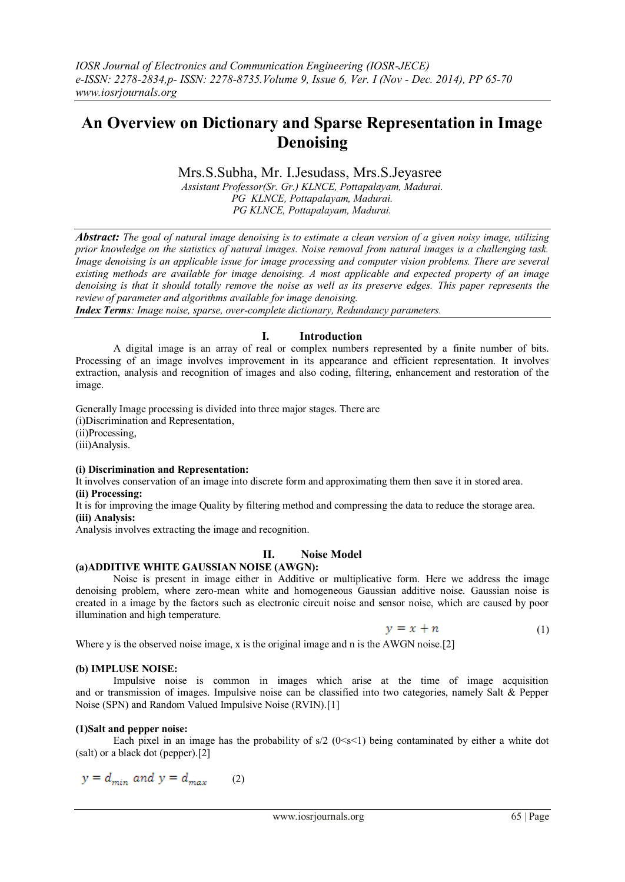# An Overview on Dictionary and Sparse Representation in Image Denoising

Mrs.S.Subha, Mr. I.Jesudass, Mrs.S.Jeyasree

*Assistant Professor(Sr. Gr.) KLNCE, Pottapalayam, Madurai.*
*PG KLNCE, Pottapalayam, Madurai.*
*PG KLNCE, Pottapalayam, Madurai.*

***Abstract:*** *The goal of natural image denoising is to estimate a clean version of a given noisy image, utilizing prior knowledge on the statistics of natural images. Noise removal from natural images is a challenging task. Image denoising is an applicable issue for image processing and computer vision problems. There are several existing methods are available for image denoising. A most applicable and expected property of an image denoising is that it should totally remove the noise as well as its preserve edges. This paper represents the review of parameter and algorithms available for image denoising.*

***Index Terms****: Image noise, sparse, over-complete dictionary, Redundancy parameters.*

## I. Introduction

A digital image is an array of real or complex numbers represented by a finite number of bits. Processing of an image involves improvement in its appearance and efficient representation. It involves extraction, analysis and recognition of images and also coding, filtering, enhancement and restoration of the image.

Generally Image processing is divided into three major stages. There are
(i)Discrimination and Representation,
(ii)Processing,
(iii)Analysis.

**(i) Discrimination and Representation:**
It involves conservation of an image into discrete form and approximating them then save it in stored area.

**(ii) Processing:**
It is for improving the image Quality by filtering method and compressing the data to reduce the storage area.

**(iii) Analysis:**
Analysis involves extracting the image and recognition.

## II. Noise Model

**(a)ADDITIVE WHITE GAUSSIAN NOISE (AWGN):**

Noise is present in image either in Additive or multiplicative form. Here we address the image denoising problem, where zero-mean white and homogeneous Gaussian additive noise. Gaussian noise is created in a image by the factors such as electronic circuit noise and sensor noise, which are caused by poor illumination and high temperature.

$$y = x + n \tag{1}$$

Where y is the observed noise image, x is the original image and n is the AWGN noise.[2]

**(b) IMPLUSE NOISE:**

Impulsive noise is common in images which arise at the time of image acquisition and or transmission of images. Impulsive noise can be classified into two categories, namely Salt & Pepper Noise (SPN) and Random Valued Impulsive Noise (RVIN).[1]

**(1)Salt and pepper noise:**

Each pixel in an image has the probability of s/2 ($0<s<1$) being contaminated by either a white dot (salt) or a black dot (pepper).[2]

$$y = d_{min} \text{ and } y = d_{max} \tag{2}$$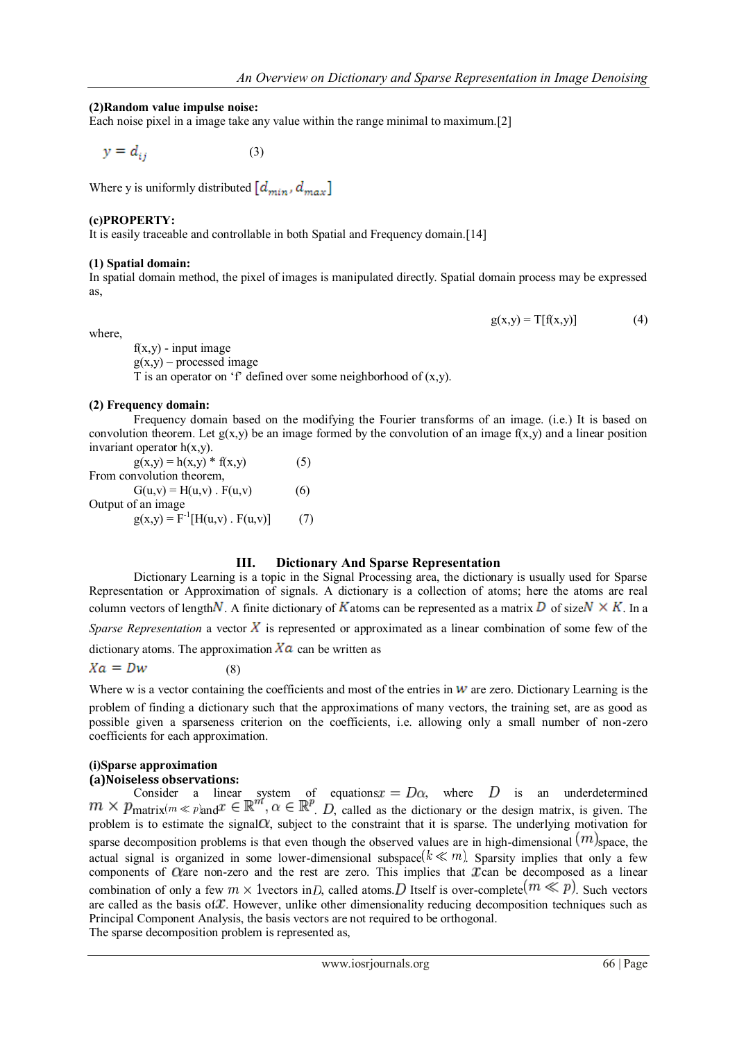**(2)Random value impulse noise:**

Each noise pixel in a image take any value within the range minimal to maximum.[2]

$$y = d_{ij} \qquad (3)$$

Where y is uniformly distributed $[d_{min}, d_{max}]$

**(c)PROPERTY:**

It is easily traceable and controllable in both Spatial and Frequency domain.[14]

**(1) Spatial domain:**

In spatial domain method, the pixel of images is manipulated directly. Spatial domain process may be expressed as,

$$g(x,y) = T[f(x,y)] \qquad (4)$$

where,

f(x,y) - input image
g(x,y) – processed image
T is an operator on 'f' defined over some neighborhood of (x,y).

**(2) Frequency domain:**

Frequency domain based on the modifying the Fourier transforms of an image. (i.e.) It is based on convolution theorem. Let g(x,y) be an image formed by the convolution of an image f(x,y) and a linear position invariant operator h(x,y).

$$g(x,y) = h(x,y) * f(x,y) \qquad (5)$$

From convolution theorem,

$$G(u,v) = H(u,v) . F(u,v) \qquad (6)$$

Output of an image

$$g(x,y) = F^{-1}[H(u,v) . F(u,v)] \qquad (7)$$

## III. Dictionary And Sparse Representation

Dictionary Learning is a topic in the Signal Processing area, the dictionary is usually used for Sparse Representation or Approximation of signals. A dictionary is a collection of atoms; here the atoms are real column vectors of length $N$. A finite dictionary of $K$ atoms can be represented as a matrix $D$ of size $N \times K$. In a *Sparse Representation* a vector $X$ is represented or approximated as a linear combination of some few of the dictionary atoms. The approximation $Xa$ can be written as

$$Xa = Dw \qquad (8)$$

Where w is a vector containing the coefficients and most of the entries in $w$ are zero. Dictionary Learning is the problem of finding a dictionary such that the approximations of many vectors, the training set, are as good as possible given a sparseness criterion on the coefficients, i.e. allowing only a small number of non-zero coefficients for each approximation.

**(i)Sparse approximation**

**(a)Noiseless observations:**

Consider a linear system of equations $x = D\alpha$, where $D$ is an underdetermined $m \times p$ matrix $(m \ll p)$ and $x \in \mathbb{R}^m, \alpha \in \mathbb{R}^p$. $D$, called as the dictionary or the design matrix, is given. The problem is to estimate the signal $\alpha$, subject to the constraint that it is sparse. The underlying motivation for sparse decomposition problems is that even though the observed values are in high-dimensional $(m)$ space, the actual signal is organized in some lower-dimensional subspace $(k \ll m)$. Sparsity implies that only a few components of $\alpha$ are non-zero and the rest are zero. This implies that $x$ can be decomposed as a linear combination of only a few $m \times 1$ vectors in $D$, called atoms. $D$ Itself is over-complete $(m \ll p)$. Such vectors are called as the basis of $x$. However, unlike other dimensionality reducing decomposition techniques such as Principal Component Analysis, the basis vectors are not required to be orthogonal.

The sparse decomposition problem is represented as,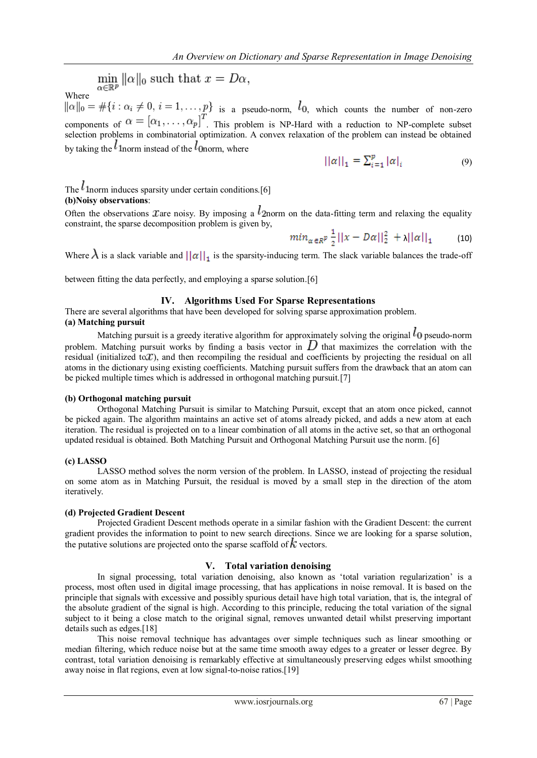$$\min_{\alpha\in\mathbb{R}^p} \|\alpha\|_0 \text{ such that } x = D\alpha,$$

Where

$\|\alpha\|_0 = \#\{i : \alpha_i \neq 0,\ i = 1,\ldots,p\}$ is a pseudo-norm, $l_0$, which counts the number of non-zero components of $\alpha = [\alpha_1,\ldots,\alpha_p]^T$. This problem is NP-Hard with a reduction to NP-complete subset selection problems in combinatorial optimization. A convex relaxation of the problem can instead be obtained by taking the $l_1$norm instead of the $l_0$norm, where

$$||\alpha||_1 = \sum_{i=1}^{p} |\alpha|_i \tag{9}$$

The $l_1$norm induces sparsity under certain conditions.[6]

**(b)Noisy observations**:

Often the observations $x$are noisy. By imposing a $l_2$norm on the data-fitting term and relaxing the equality constraint, the sparse decomposition problem is given by,

$$min_{\alpha\in R^p} \frac{1}{2}||x - D\alpha||_2^2 + \lambda||\alpha||_1 \tag{10}$$

Where $\lambda$ is a slack variable and $||\alpha||_1$ is the sparsity-inducing term. The slack variable balances the trade-off between fitting the data perfectly, and employing a sparse solution.[6]

## IV. Algorithms Used For Sparse Representations

There are several algorithms that have been developed for solving sparse approximation problem.

**(a) Matching pursuit**

Matching pursuit is a greedy iterative algorithm for approximately solving the original $l_0$ pseudo-norm problem. Matching pursuit works by finding a basis vector in $D$ that maximizes the correlation with the residual (initialized to$x$), and then recompiling the residual and coefficients by projecting the residual on all atoms in the dictionary using existing coefficients. Matching pursuit suffers from the drawback that an atom can be picked multiple times which is addressed in orthogonal matching pursuit.[7]

**(b) Orthogonal matching pursuit**

Orthogonal Matching Pursuit is similar to Matching Pursuit, except that an atom once picked, cannot be picked again. The algorithm maintains an active set of atoms already picked, and adds a new atom at each iteration. The residual is projected on to a linear combination of all atoms in the active set, so that an orthogonal updated residual is obtained. Both Matching Pursuit and Orthogonal Matching Pursuit use the norm. [6]

**(c) LASSO**

LASSO method solves the norm version of the problem. In LASSO, instead of projecting the residual on some atom as in Matching Pursuit, the residual is moved by a small step in the direction of the atom iteratively.

**(d) Projected Gradient Descent**

Projected Gradient Descent methods operate in a similar fashion with the Gradient Descent: the current gradient provides the information to point to new search directions. Since we are looking for a sparse solution, the putative solutions are projected onto the sparse scaffold of $k$ vectors.

## V. Total variation denoising

In signal processing, total variation denoising, also known as 'total variation regularization' is a process, most often used in digital image processing, that has applications in noise removal. It is based on the principle that signals with excessive and possibly spurious detail have high total variation, that is, the integral of the absolute gradient of the signal is high. According to this principle, reducing the total variation of the signal subject to it being a close match to the original signal, removes unwanted detail whilst preserving important details such as edges.[18]

This noise removal technique has advantages over simple techniques such as linear smoothing or median filtering, which reduce noise but at the same time smooth away edges to a greater or lesser degree. By contrast, total variation denoising is remarkably effective at simultaneously preserving edges whilst smoothing away noise in flat regions, even at low signal-to-noise ratios.[19]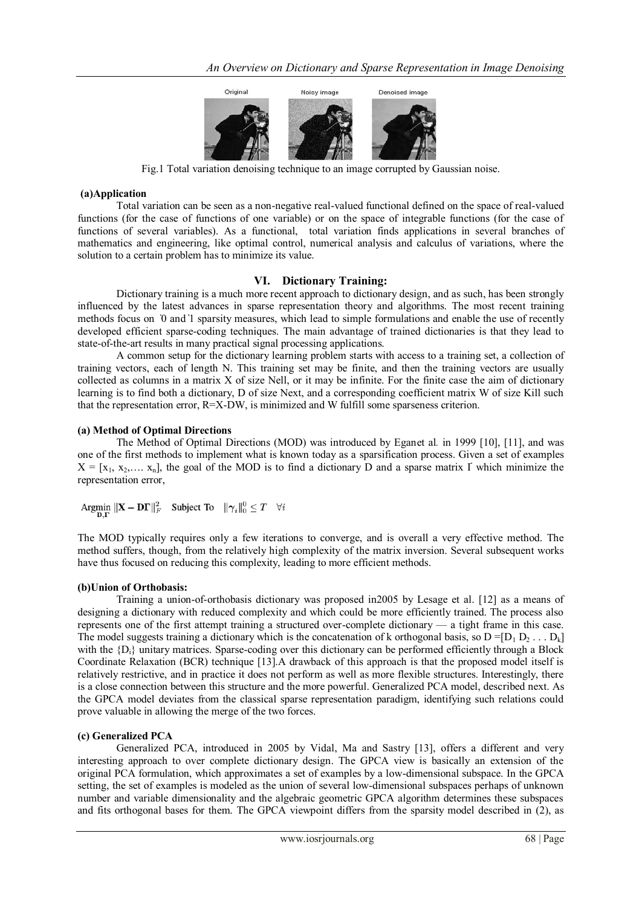Fig.1 Total variation denoising technique to an image corrupted by Gaussian noise.

**(a)Application**

Total variation can be seen as a non-negative real-valued functional defined on the space of real-valued functions (for the case of functions of one variable) or on the space of integrable functions (for the case of functions of several variables). As a functional, total variation finds applications in several branches of mathematics and engineering, like optimal control, numerical analysis and calculus of variations, where the solution to a certain problem has to minimize its value.

## VI. Dictionary Training:

Dictionary training is a much more recent approach to dictionary design, and as such, has been strongly influenced by the latest advances in sparse representation theory and algorithms. The most recent training methods focus on `0 and `1 sparsity measures, which lead to simple formulations and enable the use of recently developed efficient sparse-coding techniques. The main advantage of trained dictionaries is that they lead to state-of-the-art results in many practical signal processing applications.

A common setup for the dictionary learning problem starts with access to a training set, a collection of training vectors, each of length N. This training set may be finite, and then the training vectors are usually collected as columns in a matrix X of size Nell, or it may be infinite. For the finite case the aim of dictionary learning is to find both a dictionary, D of size Next, and a corresponding coefficient matrix W of size Kill such that the representation error, R=X-DW, is minimized and W fulfill some sparseness criterion.

**(a) Method of Optimal Directions**

The Method of Optimal Directions (MOD) was introduced by Eganet al. in 1999 [10], [11], and was one of the first methods to implement what is known today as a sparsification process. Given a set of examples $X = [x_1, x_2, \ldots x_n]$, the goal of the MOD is to find a dictionary D and a sparse matrix Γ which minimize the representation error,

$$\underset{\mathbf{D},\mathbf{\Gamma}}{\text{Argmin}} \; \|\mathbf{X} - \mathbf{D}\mathbf{\Gamma}\|_F^2 \quad \text{Subject To} \quad \|\boldsymbol{\gamma}_i\|_0^0 \leq T \quad \forall i$$

The MOD typically requires only a few iterations to converge, and is overall a very effective method. The method suffers, though, from the relatively high complexity of the matrix inversion. Several subsequent works have thus focused on reducing this complexity, leading to more efficient methods.

**(b)Union of Orthobasis:**

Training a union-of-orthobasis dictionary was proposed in2005 by Lesage et al. [12] as a means of designing a dictionary with reduced complexity and which could be more efficiently trained. The process also represents one of the first attempt training a structured over-complete dictionary — a tight frame in this case. The model suggests training a dictionary which is the concatenation of k orthogonal basis, so $D = [D_1 \; D_2 \; . . . \; D_k]$ with the $\{D_i\}$ unitary matrices. Sparse-coding over this dictionary can be performed efficiently through a Block Coordinate Relaxation (BCR) technique [13].A drawback of this approach is that the proposed model itself is relatively restrictive, and in practice it does not perform as well as more flexible structures. Interestingly, there is a close connection between this structure and the more powerful. Generalized PCA model, described next. As the GPCA model deviates from the classical sparse representation paradigm, identifying such relations could prove valuable in allowing the merge of the two forces.

**(c) Generalized PCA**

Generalized PCA, introduced in 2005 by Vidal, Ma and Sastry [13], offers a different and very interesting approach to over complete dictionary design. The GPCA view is basically an extension of the original PCA formulation, which approximates a set of examples by a low-dimensional subspace. In the GPCA setting, the set of examples is modeled as the union of several low-dimensional subspaces perhaps of unknown number and variable dimensionality and the algebraic geometric GPCA algorithm determines these subspaces and fits orthogonal bases for them. The GPCA viewpoint differs from the sparsity model described in (2), as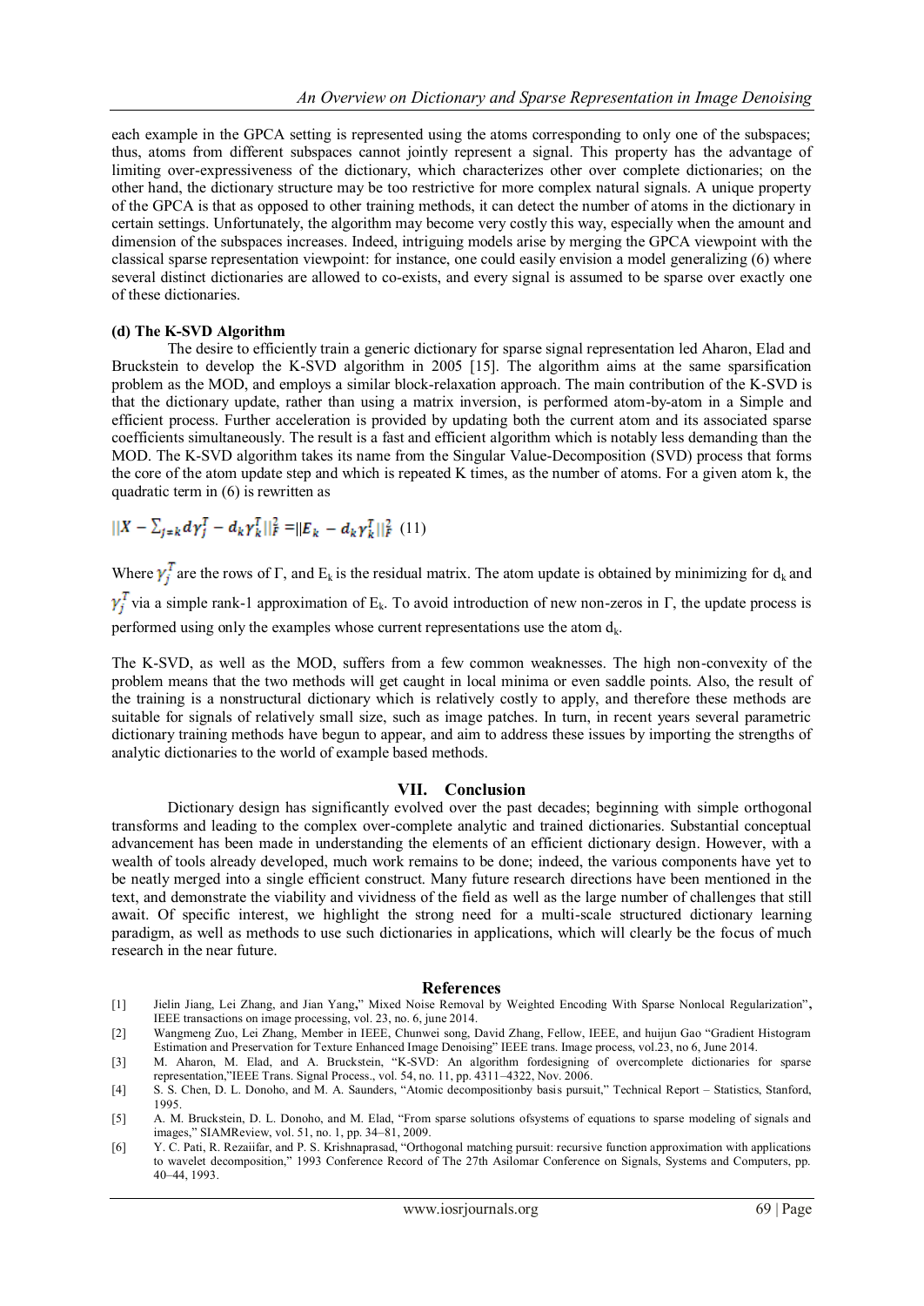each example in the GPCA setting is represented using the atoms corresponding to only one of the subspaces; thus, atoms from different subspaces cannot jointly represent a signal. This property has the advantage of limiting over-expressiveness of the dictionary, which characterizes other over complete dictionaries; on the other hand, the dictionary structure may be too restrictive for more complex natural signals. A unique property of the GPCA is that as opposed to other training methods, it can detect the number of atoms in the dictionary in certain settings. Unfortunately, the algorithm may become very costly this way, especially when the amount and dimension of the subspaces increases. Indeed, intriguing models arise by merging the GPCA viewpoint with the classical sparse representation viewpoint: for instance, one could easily envision a model generalizing (6) where several distinct dictionaries are allowed to co-exists, and every signal is assumed to be sparse over exactly one of these dictionaries.

**(d) The K-SVD Algorithm**

The desire to efficiently train a generic dictionary for sparse signal representation led Aharon, Elad and Bruckstein to develop the K-SVD algorithm in 2005 [15]. The algorithm aims at the same sparsification problem as the MOD, and employs a similar block-relaxation approach. The main contribution of the K-SVD is that the dictionary update, rather than using a matrix inversion, is performed atom-by-atom in a Simple and efficient process. Further acceleration is provided by updating both the current atom and its associated sparse coefficients simultaneously. The result is a fast and efficient algorithm which is notably less demanding than the MOD. The K-SVD algorithm takes its name from the Singular Value-Decomposition (SVD) process that forms the core of the atom update step and which is repeated K times, as the number of atoms. For a given atom k, the quadratic term in (6) is rewritten as

$$||X - \textstyle\sum_{j=k} d\gamma_j^T - d_k\gamma_k^T||_F^2 = ||E_k - d_k\gamma_k^T||_F^2 \quad (11)$$

Where $\gamma_j^T$ are the rows of Γ, and $E_k$ is the residual matrix. The atom update is obtained by minimizing for $d_k$ and $\gamma_j^T$ via a simple rank-1 approximation of $E_k$. To avoid introduction of new non-zeros in Γ, the update process is performed using only the examples whose current representations use the atom $d_k$.

The K-SVD, as well as the MOD, suffers from a few common weaknesses. The high non-convexity of the problem means that the two methods will get caught in local minima or even saddle points. Also, the result of the training is a nonstructural dictionary which is relatively costly to apply, and therefore these methods are suitable for signals of relatively small size, such as image patches. In turn, in recent years several parametric dictionary training methods have begun to appear, and aim to address these issues by importing the strengths of analytic dictionaries to the world of example based methods.

## VII. Conclusion

Dictionary design has significantly evolved over the past decades; beginning with simple orthogonal transforms and leading to the complex over-complete analytic and trained dictionaries. Substantial conceptual advancement has been made in understanding the elements of an efficient dictionary design. However, with a wealth of tools already developed, much work remains to be done; indeed, the various components have yet to be neatly merged into a single efficient construct. Many future research directions have been mentioned in the text, and demonstrate the viability and vividness of the field as well as the large number of challenges that still await. Of specific interest, we highlight the strong need for a multi-scale structured dictionary learning paradigm, as well as methods to use such dictionaries in applications, which will clearly be the focus of much research in the near future.

## References

[1] Jielin Jiang, Lei Zhang, and Jian Yang," Mixed Noise Removal by Weighted Encoding With Sparse Nonlocal Regularization", IEEE transactions on image processing, vol. 23, no. 6, june 2014.

[2] Wangmeng Zuo, Lei Zhang, Member in IEEE, Chunwei song, David Zhang, Fellow, IEEE, and huijun Gao "Gradient Histogram Estimation and Preservation for Texture Enhanced Image Denoising" IEEE trans. Image process, vol.23, no 6, June 2014.

[3] M. Aharon, M. Elad, and A. Bruckstein, "K-SVD: An algorithm fordesigning of overcomplete dictionaries for sparse representation,"IEEE Trans. Signal Process., vol. 54, no. 11, pp. 4311–4322, Nov. 2006.

[4] S. S. Chen, D. L. Donoho, and M. A. Saunders, "Atomic decompositionby basis pursuit," Technical Report – Statistics, Stanford, 1995.

[5] A. M. Bruckstein, D. L. Donoho, and M. Elad, "From sparse solutions ofsystems of equations to sparse modeling of signals and images," SIAMReview, vol. 51, no. 1, pp. 34–81, 2009.

[6] Y. C. Pati, R. Rezaiifar, and P. S. Krishnaprasad, "Orthogonal matching pursuit: recursive function approximation with applications to wavelet decomposition," 1993 Conference Record of The 27th Asilomar Conference on Signals, Systems and Computers, pp. 40–44, 1993.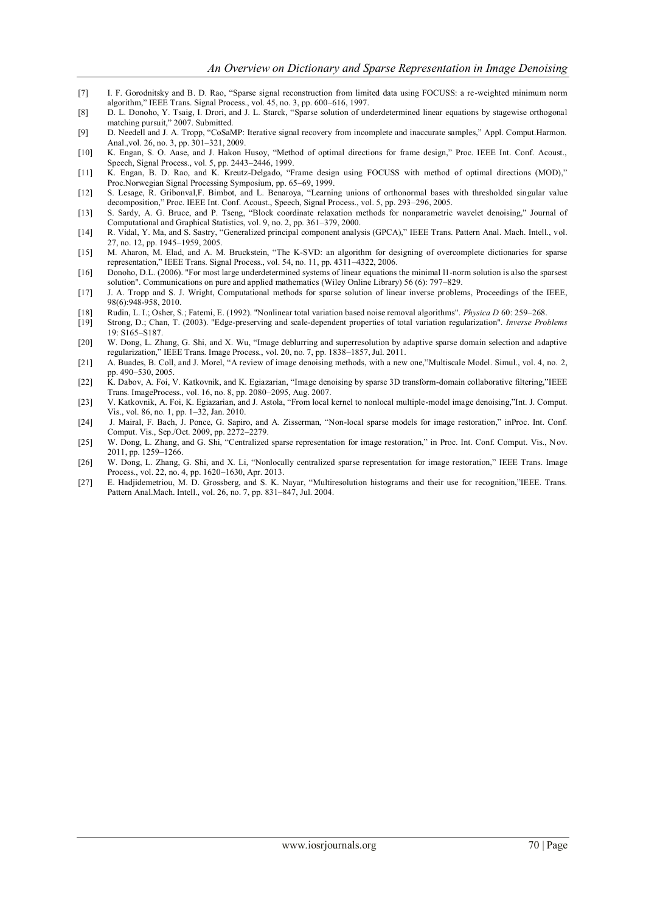[7] I. F. Gorodnitsky and B. D. Rao, "Sparse signal reconstruction from limited data using FOCUSS: a re-weighted minimum norm algorithm," IEEE Trans. Signal Process., vol. 45, no. 3, pp. 600–616, 1997.

[8] D. L. Donoho, Y. Tsaig, I. Drori, and J. L. Starck, "Sparse solution of underdetermined linear equations by stagewise orthogonal matching pursuit," 2007. Submitted.

[9] D. Needell and J. A. Tropp, "CoSaMP: Iterative signal recovery from incomplete and inaccurate samples," Appl. Comput.Harmon. Anal.,vol. 26, no. 3, pp. 301–321, 2009.

[10] K. Engan, S. O. Aase, and J. Hakon Husoy, "Method of optimal directions for frame design," Proc. IEEE Int. Conf. Acoust., Speech, Signal Process., vol. 5, pp. 2443–2446, 1999.

[11] K. Engan, B. D. Rao, and K. Kreutz-Delgado, "Frame design using FOCUSS with method of optimal directions (MOD)," Proc.Norwegian Signal Processing Symposium, pp. 65–69, 1999.

[12] S. Lesage, R. Gribonval,F. Bimbot, and L. Benaroya, "Learning unions of orthonormal bases with thresholded singular value decomposition," Proc. IEEE Int. Conf. Acoust., Speech, Signal Process., vol. 5, pp. 293–296, 2005.

[13] S. Sardy, A. G. Bruce, and P. Tseng, "Block coordinate relaxation methods for nonparametric wavelet denoising," Journal of Computational and Graphical Statistics, vol. 9, no. 2, pp. 361–379, 2000.

[14] R. Vidal, Y. Ma, and S. Sastry, "Generalized principal component analysis (GPCA)," IEEE Trans. Pattern Anal. Mach. Intell., vol. 27, no. 12, pp. 1945–1959, 2005.

[15] M. Aharon, M. Elad, and A. M. Bruckstein, "The K-SVD: an algorithm for designing of overcomplete dictionaries for sparse representation," IEEE Trans. Signal Process., vol. 54, no. 11, pp. 4311–4322, 2006.

[16] Donoho, D.L. (2006). "For most large underdetermined systems of linear equations the minimal l1-norm solution is also the sparsest solution". Communications on pure and applied mathematics (Wiley Online Library) 56 (6): 797–829.

[17] J. A. Tropp and S. J. Wright, Computational methods for sparse solution of linear inverse problems, Proceedings of the IEEE, 98(6):948-958, 2010.

[18] Rudin, L. I.; Osher, S.; Fatemi, E. (1992). "Nonlinear total variation based noise removal algorithms". *Physica D* 60: 259–268.

[19] Strong, D.; Chan, T. (2003). "Edge-preserving and scale-dependent properties of total variation regularization". *Inverse Problems* 19: S165–S187.

[20] W. Dong, L. Zhang, G. Shi, and X. Wu, "Image deblurring and superresolution by adaptive sparse domain selection and adaptive regularization," IEEE Trans. Image Process., vol. 20, no. 7, pp. 1838–1857, Jul. 2011.

[21] A. Buades, B. Coll, and J. Morel, "A review of image denoising methods, with a new one,"Multiscale Model. Simul., vol. 4, no. 2, pp. 490–530, 2005.

[22] K. Dabov, A. Foi, V. Katkovnik, and K. Egiazarian, "Image denoising by sparse 3D transform-domain collaborative filtering,"IEEE Trans. ImageProcess., vol. 16, no. 8, pp. 2080–2095, Aug. 2007.

[23] V. Katkovnik, A. Foi, K. Egiazarian, and J. Astola, "From local kernel to nonlocal multiple-model image denoising,"Int. J. Comput. Vis., vol. 86, no. 1, pp. 1–32, Jan. 2010.

[24] J. Mairal, F. Bach, J. Ponce, G. Sapiro, and A. Zisserman, "Non-local sparse models for image restoration," inProc. Int. Conf. Comput. Vis., Sep./Oct. 2009, pp. 2272–2279.

[25] W. Dong, L. Zhang, and G. Shi, "Centralized sparse representation for image restoration," in Proc. Int. Conf. Comput. Vis., Nov. 2011, pp. 1259–1266.

[26] W. Dong, L. Zhang, G. Shi, and X. Li, "Nonlocally centralized sparse representation for image restoration," IEEE Trans. Image Process., vol. 22, no. 4, pp. 1620–1630, Apr. 2013.

[27] E. Hadjidemetriou, M. D. Grossberg, and S. K. Nayar, "Multiresolution histograms and their use for recognition,"IEEE. Trans. Pattern Anal.Mach. Intell., vol. 26, no. 7, pp. 831–847, Jul. 2004.